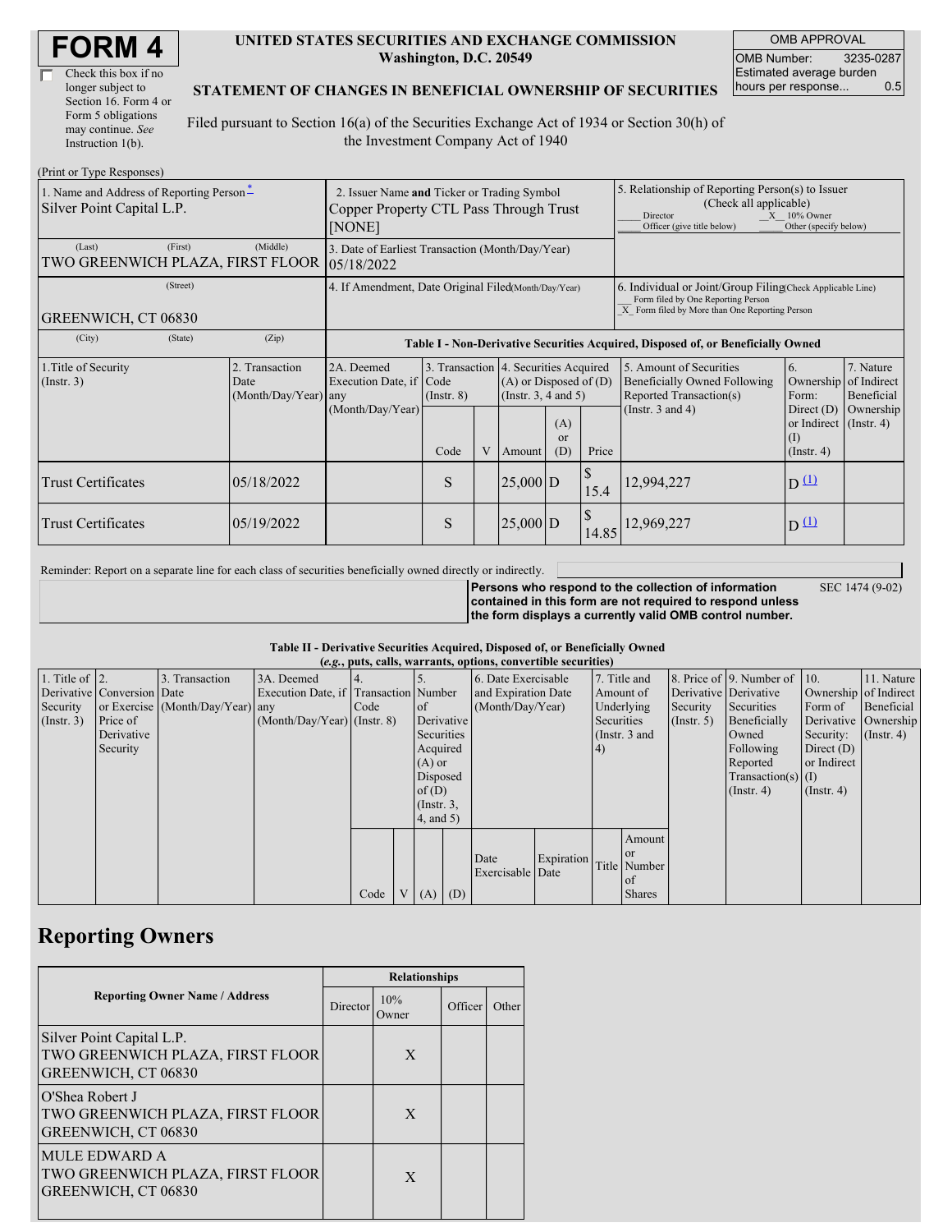# FORM 4

☐ Check this box if no longer subject to Section 16. Form 4 or Form 5 obligations may continue. *See* Instruction 1(b).

**UNITED STATES SECURITIES AND EXCHANGE COMMISSION**
**Washington, D.C. 20549**

**STATEMENT OF CHANGES IN BENEFICIAL OWNERSHIP OF SECURITIES**

Filed pursuant to Section 16(a) of the Securities Exchange Act of 1934 or Section 30(h) of the Investment Company Act of 1940

| OMB APPROVAL | |
|---|---|
| OMB Number: | 3235-0287 |
| Estimated average burden hours per response... | 0.5 |

(Print or Type Responses)

| 1. Name and Address of Reporting Person* | 2. Issuer Name and Ticker or Trading Symbol | 5. Relationship of Reporting Person(s) to Issuer (Check all applicable) |
|---|---|---|
| Silver Point Capital L.P. | Copper Property CTL Pass Through Trust [NONE] | ___ Director _X_ 10% Owner ___ Officer (give title below) ___ Other (specify below) |
| (Last) (First) (Middle) TWO GREENWICH PLAZA, FIRST FLOOR | 3. Date of Earliest Transaction (Month/Day/Year) 05/18/2022 | |
| (Street) GREENWICH, CT 06830 | 4. If Amendment, Date Original Filed (Month/Day/Year) | 6. Individual or Joint/Group Filing (Check Applicable Line) ___ Form filed by One Reporting Person _X_ Form filed by More than One Reporting Person |
| (City) (State) (Zip) | | |

**Table I - Non-Derivative Securities Acquired, Disposed of, or Beneficially Owned**

| 1.Title of Security (Instr. 3) | 2. Transaction Date (Month/Day/Year) | 2A. Deemed Execution Date, if any (Month/Day/Year) | 3. Transaction Code (Instr. 8) | | 4. Securities Acquired (A) or Disposed of (D) (Instr. 3, 4 and 5) | | | 5. Amount of Securities Beneficially Owned Following Reported Transaction(s) (Instr. 3 and 4) | 6. Ownership Form: Direct (D) or Indirect (I) (Instr. 4) | 7. Nature of Indirect Beneficial Ownership (Instr. 4) |
|---|---|---|---|---|---|---|---|---|---|---|
| | | | Code | V | Amount | (A) or (D) | Price | | | |
| Trust Certificates | 05/18/2022 | | S | | 25,000 | D | $ 15.4 | 12,994,227 | D [(1)] | |
| Trust Certificates | 05/19/2022 | | S | | 25,000 | D | $ 14.85 | 12,969,227 | D [(1)] | |

Reminder: Report on a separate line for each class of securities beneficially owned directly or indirectly.

**Persons who respond to the collection of information contained in this form are not required to respond unless the form displays a currently valid OMB control number.** SEC 1474 (9-02)

**Table II - Derivative Securities Acquired, Disposed of, or Beneficially Owned**
**(*e.g.*, puts, calls, warrants, options, convertible securities)**

| 1. Title of Derivative Security (Instr. 3) | 2. Conversion or Exercise Price of Derivative Security | 3. Transaction Date (Month/Day/Year) | 3A. Deemed Execution Date, if any (Month/Day/Year) | 4. Transaction Code (Instr. 8) | | 5. Number of Derivative Securities Acquired (A) or Disposed of (D) (Instr. 3, 4, and 5) | | 6. Date Exercisable and Expiration Date (Month/Day/Year) | | 7. Title and Amount of Underlying Securities (Instr. 3 and 4) | | 8. Price of Derivative Security (Instr. 5) | 9. Number of Derivative Securities Beneficially Owned Following Reported Transaction(s) (Instr. 4) | 10. Ownership Form of Derivative Security: Direct (D) or Indirect (I) (Instr. 4) | 11. Nature of Indirect Beneficial Ownership (Instr. 4) |
|---|---|---|---|---|---|---|---|---|---|---|---|---|---|---|---|
| | | | | Code | V | (A) | (D) | Date Exercisable | Expiration Date | Title | Amount or Number of Shares | | | | |

## Reporting Owners

| Reporting Owner Name / Address | Relationships | | | |
|---|---|---|---|---|
| | Director | 10% Owner | Officer | Other |
| Silver Point Capital L.P. TWO GREENWICH PLAZA, FIRST FLOOR GREENWICH, CT 06830 | | X | | |
| O'Shea Robert J TWO GREENWICH PLAZA, FIRST FLOOR GREENWICH, CT 06830 | | X | | |
| MULE EDWARD A TWO GREENWICH PLAZA, FIRST FLOOR GREENWICH, CT 06830 | | X | | |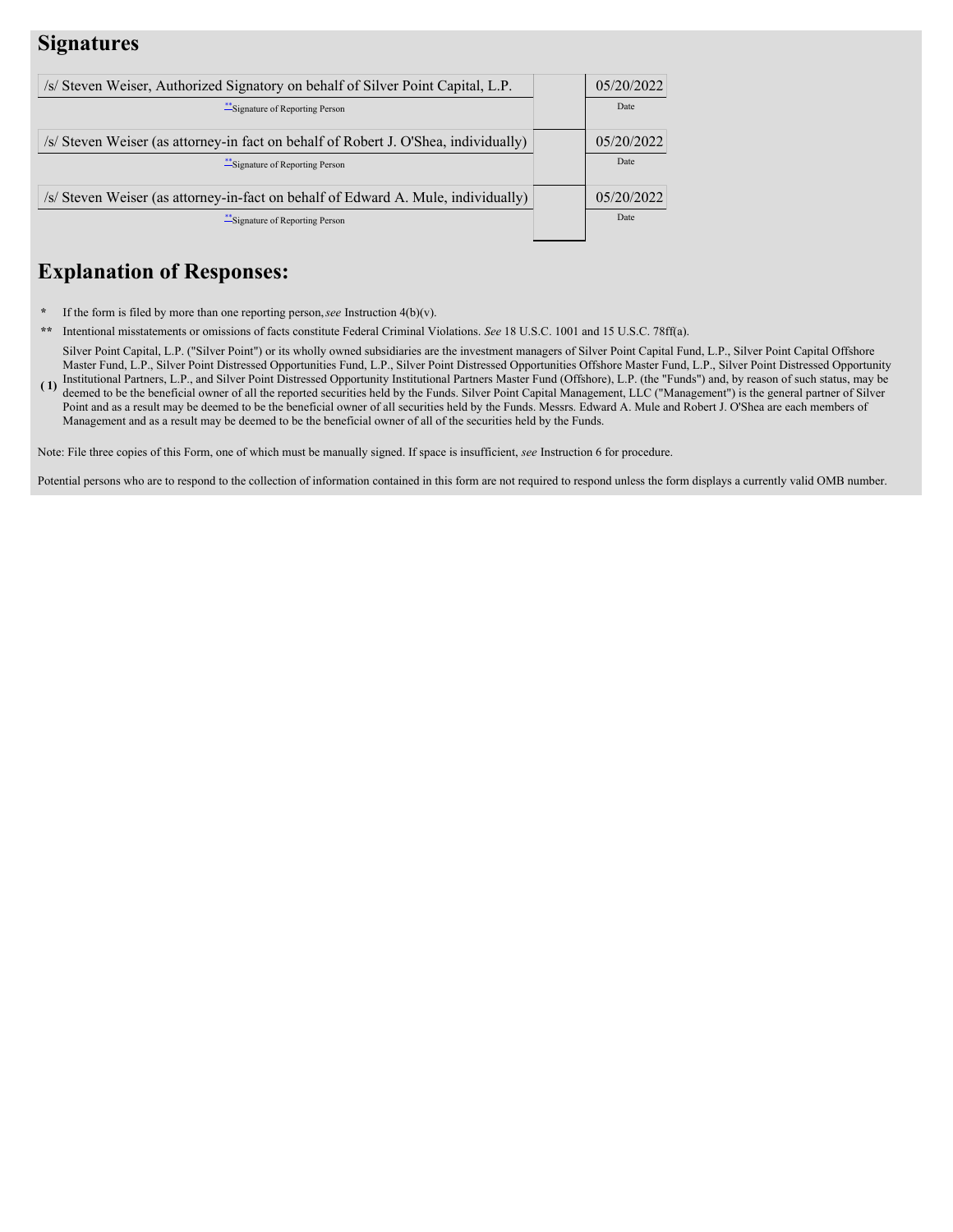## Signatures

| | | |
|---|---|---|
| /s/ Steven Weiser, Authorized Signatory on behalf of Silver Point Capital, L.P. | | 05/20/2022 |
| ** Signature of Reporting Person | | Date |
| /s/ Steven Weiser (as attorney-in fact on behalf of Robert J. O'Shea, individually) | | 05/20/2022 |
| ** Signature of Reporting Person | | Date |
| /s/ Steven Weiser (as attorney-in-fact on behalf of Edward A. Mule, individually) | | 05/20/2022 |
| ** Signature of Reporting Person | | Date |

## Explanation of Responses:

\* If the form is filed by more than one reporting person, *see* Instruction 4(b)(v).

** Intentional misstatements or omissions of facts constitute Federal Criminal Violations. *See* 18 U.S.C. 1001 and 15 U.S.C. 78ff(a).

(1) Silver Point Capital, L.P. ("Silver Point") or its wholly owned subsidiaries are the investment managers of Silver Point Capital Fund, L.P., Silver Point Capital Offshore Master Fund, L.P., Silver Point Distressed Opportunities Fund, L.P., Silver Point Distressed Opportunities Offshore Master Fund, L.P., Silver Point Distressed Opportunity Institutional Partners, L.P., and Silver Point Distressed Opportunity Institutional Partners Master Fund (Offshore), L.P. (the "Funds") and, by reason of such status, may be deemed to be the beneficial owner of all the reported securities held by the Funds. Silver Point Capital Management, LLC ("Management") is the general partner of Silver Point and as a result may be deemed to be the beneficial owner of all securities held by the Funds. Messrs. Edward A. Mule and Robert J. O'Shea are each members of Management and as a result may be deemed to be the beneficial owner of all of the securities held by the Funds.

Note: File three copies of this Form, one of which must be manually signed. If space is insufficient, *see* Instruction 6 for procedure.

Potential persons who are to respond to the collection of information contained in this form are not required to respond unless the form displays a currently valid OMB number.